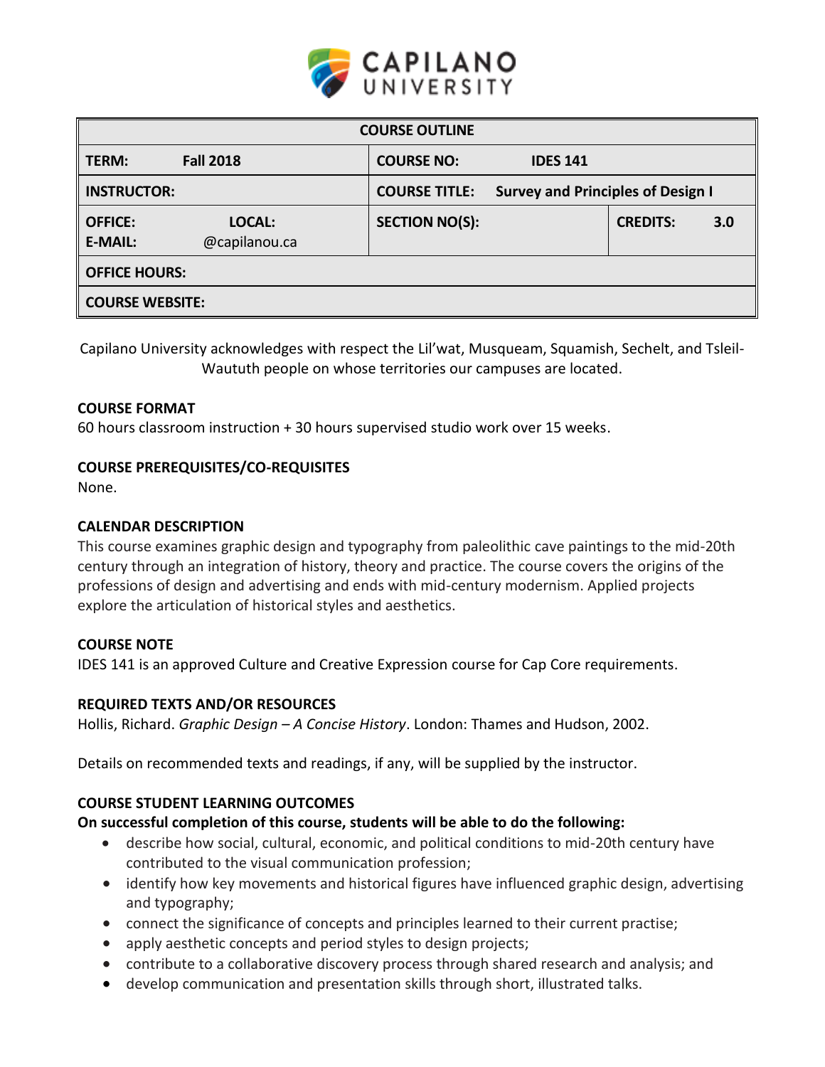CAPILANO UNIVERSITY

| COURSE OUTLINE | | | |
|---|---|---|---|
| **TERM:** **Fall 2018** | **COURSE NO:** **IDES 141** | | |
| **INSTRUCTOR:** | **COURSE TITLE:** **Survey and Principles of Design I** | | |
| **OFFICE:** **LOCAL:** <br> **E-MAIL:** @capilanou.ca | **SECTION NO(S):** | **CREDITS:** | **3.0** |
| **OFFICE HOURS:** | | | |
| **COURSE WEBSITE:** | | | |

Capilano University acknowledges with respect the Lil'wat, Musqueam, Squamish, Sechelt, and Tsleil-Waututh people on whose territories our campuses are located.

### COURSE FORMAT

60 hours classroom instruction + 30 hours supervised studio work over 15 weeks.

### COURSE PREREQUISITES/CO-REQUISITES

None.

### CALENDAR DESCRIPTION

This course examines graphic design and typography from paleolithic cave paintings to the mid-20th century through an integration of history, theory and practice. The course covers the origins of the professions of design and advertising and ends with mid-century modernism. Applied projects explore the articulation of historical styles and aesthetics.

### COURSE NOTE

IDES 141 is an approved Culture and Creative Expression course for Cap Core requirements.

### REQUIRED TEXTS AND/OR RESOURCES

Hollis, Richard. *Graphic Design – A Concise History*. London: Thames and Hudson, 2002.

Details on recommended texts and readings, if any, will be supplied by the instructor.

### COURSE STUDENT LEARNING OUTCOMES

**On successful completion of this course, students will be able to do the following:**

- describe how social, cultural, economic, and political conditions to mid-20th century have contributed to the visual communication profession;
- identify how key movements and historical figures have influenced graphic design, advertising and typography;
- connect the significance of concepts and principles learned to their current practise;
- apply aesthetic concepts and period styles to design projects;
- contribute to a collaborative discovery process through shared research and analysis; and
- develop communication and presentation skills through short, illustrated talks.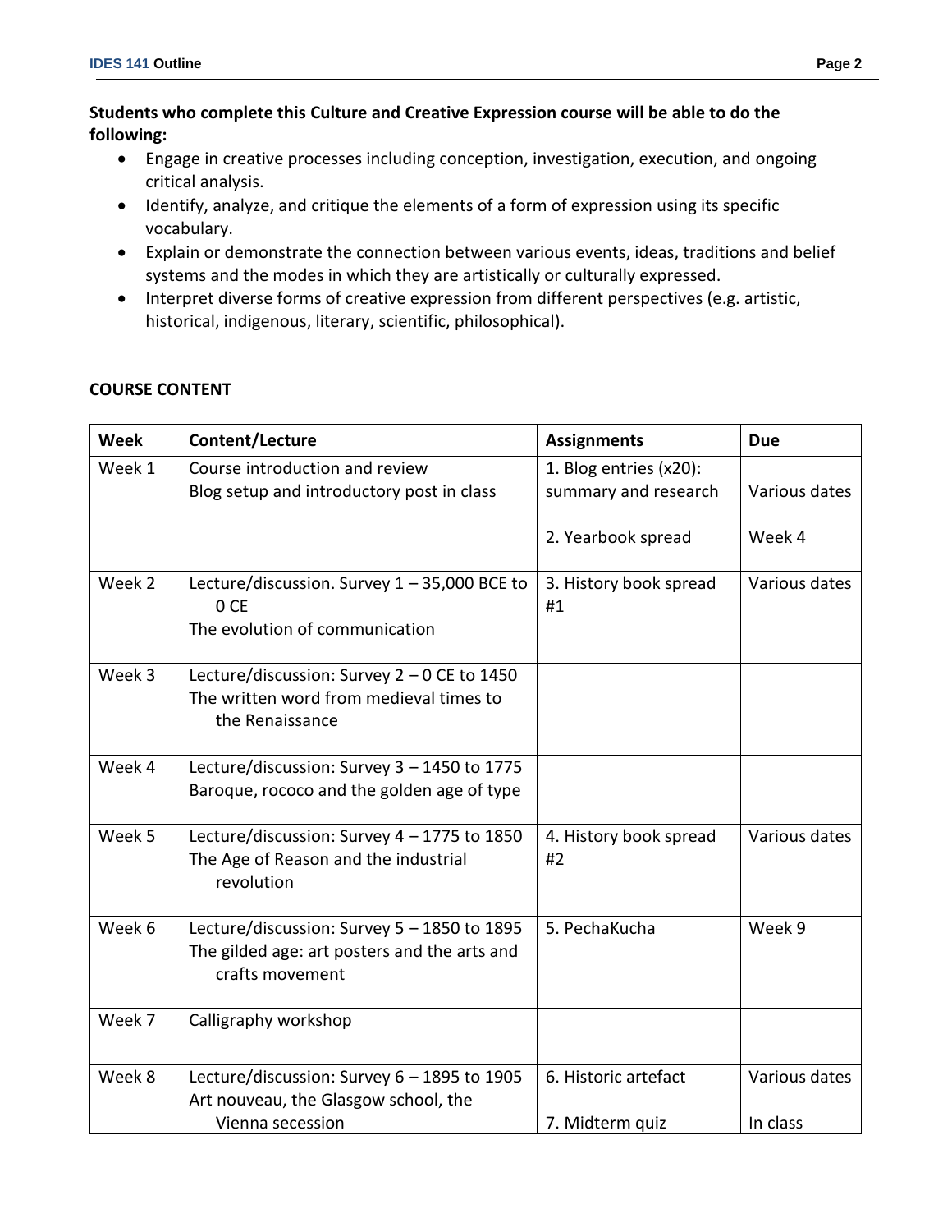**Students who complete this Culture and Creative Expression course will be able to do the following:**

- Engage in creative processes including conception, investigation, execution, and ongoing critical analysis.
- Identify, analyze, and critique the elements of a form of expression using its specific vocabulary.
- Explain or demonstrate the connection between various events, ideas, traditions and belief systems and the modes in which they are artistically or culturally expressed.
- Interpret diverse forms of creative expression from different perspectives (e.g. artistic, historical, indigenous, literary, scientific, philosophical).

**COURSE CONTENT**

| Week | Content/Lecture | Assignments | Due |
|---|---|---|---|
| Week 1 | Course introduction and review<br>Blog setup and introductory post in class | 1. Blog entries (x20): summary and research<br><br>2. Yearbook spread | Various dates<br><br>Week 4 |
| Week 2 | Lecture/discussion. Survey 1 – 35,000 BCE to 0 CE<br>The evolution of communication | 3. History book spread #1 | Various dates |
| Week 3 | Lecture/discussion: Survey 2 – 0 CE to 1450<br>The written word from medieval times to the Renaissance | | |
| Week 4 | Lecture/discussion: Survey 3 – 1450 to 1775<br>Baroque, rococo and the golden age of type | | |
| Week 5 | Lecture/discussion: Survey 4 – 1775 to 1850<br>The Age of Reason and the industrial revolution | 4. History book spread #2 | Various dates |
| Week 6 | Lecture/discussion: Survey 5 – 1850 to 1895<br>The gilded age: art posters and the arts and crafts movement | 5. PechaKucha | Week 9 |
| Week 7 | Calligraphy workshop | | |
| Week 8 | Lecture/discussion: Survey 6 – 1895 to 1905<br>Art nouveau, the Glasgow school, the Vienna secession | 6. Historic artefact<br><br>7. Midterm quiz | Various dates<br><br>In class |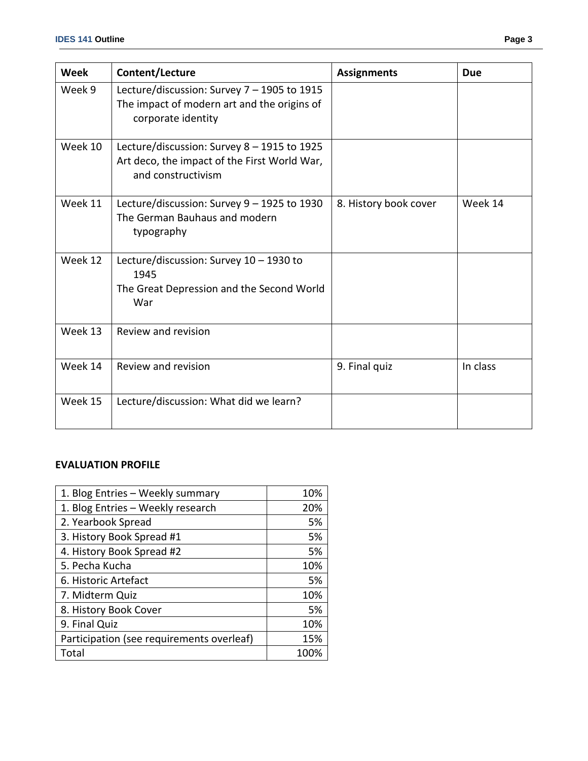| Week | Content/Lecture | Assignments | Due |
|---|---|---|---|
| Week 9 | Lecture/discussion: Survey 7 – 1905 to 1915<br>The impact of modern art and the origins of corporate identity | | |
| Week 10 | Lecture/discussion: Survey 8 – 1915 to 1925<br>Art deco, the impact of the First World War, and constructivism | | |
| Week 11 | Lecture/discussion: Survey 9 – 1925 to 1930<br>The German Bauhaus and modern typography | 8. History book cover | Week 14 |
| Week 12 | Lecture/discussion: Survey 10 – 1930 to 1945<br>The Great Depression and the Second World War | | |
| Week 13 | Review and revision | | |
| Week 14 | Review and revision | 9. Final quiz | In class |
| Week 15 | Lecture/discussion: What did we learn? | | |

**EVALUATION PROFILE**

| Item | Weight |
|---|---:|
| 1. Blog Entries – Weekly summary | 10% |
| 1. Blog Entries – Weekly research | 20% |
| 2. Yearbook Spread | 5% |
| 3. History Book Spread #1 | 5% |
| 4. History Book Spread #2 | 5% |
| 5. Pecha Kucha | 10% |
| 6. Historic Artefact | 5% |
| 7. Midterm Quiz | 10% |
| 8. History Book Cover | 5% |
| 9. Final Quiz | 10% |
| Participation (see requirements overleaf) | 15% |
| Total | 100% |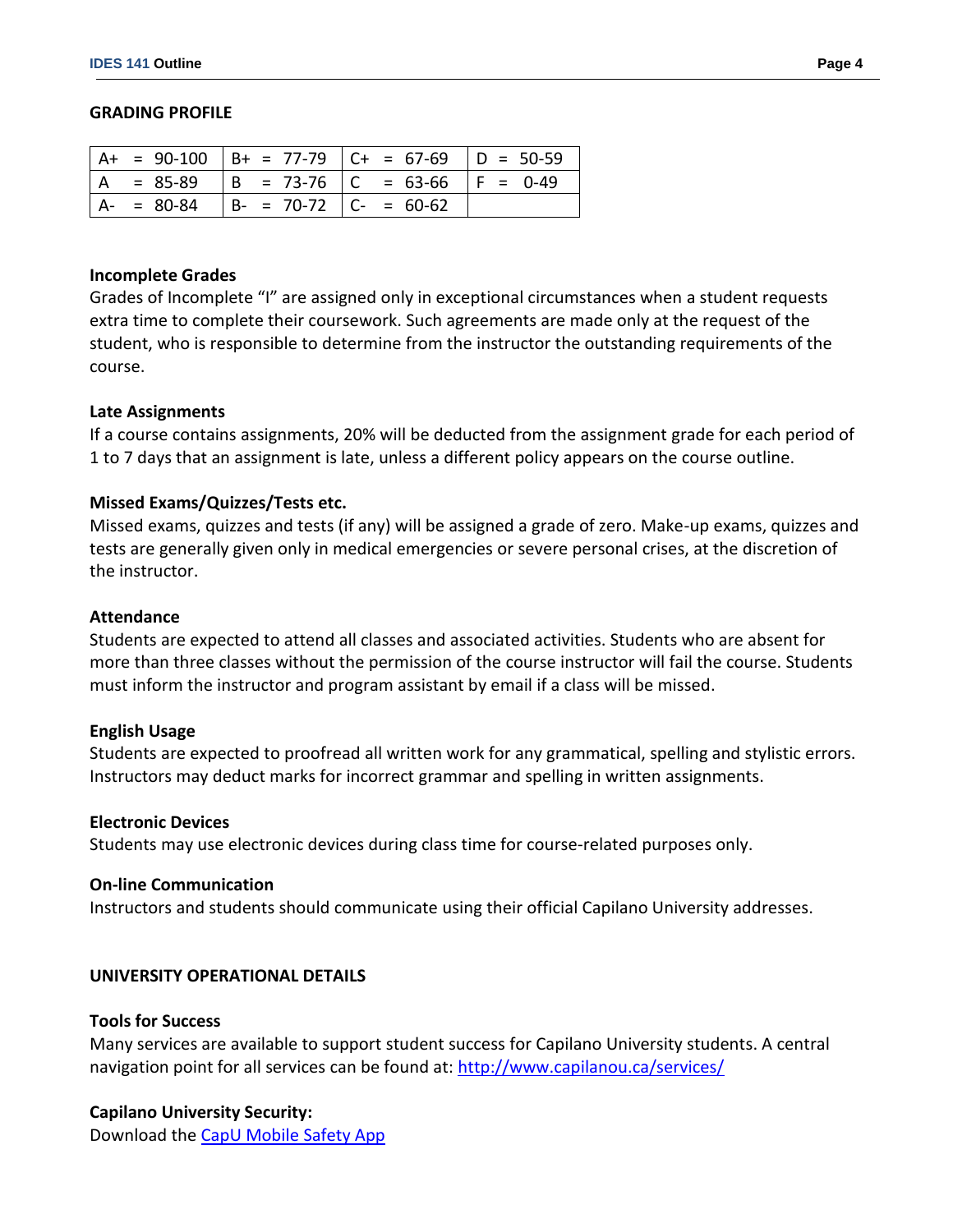## GRADING PROFILE

| | | | |
|---|---|---|---|
| A+ = 90-100 | B+ = 77-79 | C+ = 67-69 | D = 50-59 |
| A = 85-89 | B = 73-76 | C = 63-66 | F = 0-49 |
| A- = 80-84 | B- = 70-72 | C- = 60-62 | |

### Incomplete Grades

Grades of Incomplete "I" are assigned only in exceptional circumstances when a student requests extra time to complete their coursework. Such agreements are made only at the request of the student, who is responsible to determine from the instructor the outstanding requirements of the course.

### Late Assignments

If a course contains assignments, 20% will be deducted from the assignment grade for each period of 1 to 7 days that an assignment is late, unless a different policy appears on the course outline.

### Missed Exams/Quizzes/Tests etc.

Missed exams, quizzes and tests (if any) will be assigned a grade of zero. Make-up exams, quizzes and tests are generally given only in medical emergencies or severe personal crises, at the discretion of the instructor.

### Attendance

Students are expected to attend all classes and associated activities. Students who are absent for more than three classes without the permission of the course instructor will fail the course. Students must inform the instructor and program assistant by email if a class will be missed.

### English Usage

Students are expected to proofread all written work for any grammatical, spelling and stylistic errors. Instructors may deduct marks for incorrect grammar and spelling in written assignments.

### Electronic Devices

Students may use electronic devices during class time for course-related purposes only.

### On-line Communication

Instructors and students should communicate using their official Capilano University addresses.

## UNIVERSITY OPERATIONAL DETAILS

### Tools for Success

Many services are available to support student success for Capilano University students. A central navigation point for all services can be found at: http://www.capilanou.ca/services/

### Capilano University Security:

Download the CapU Mobile Safety App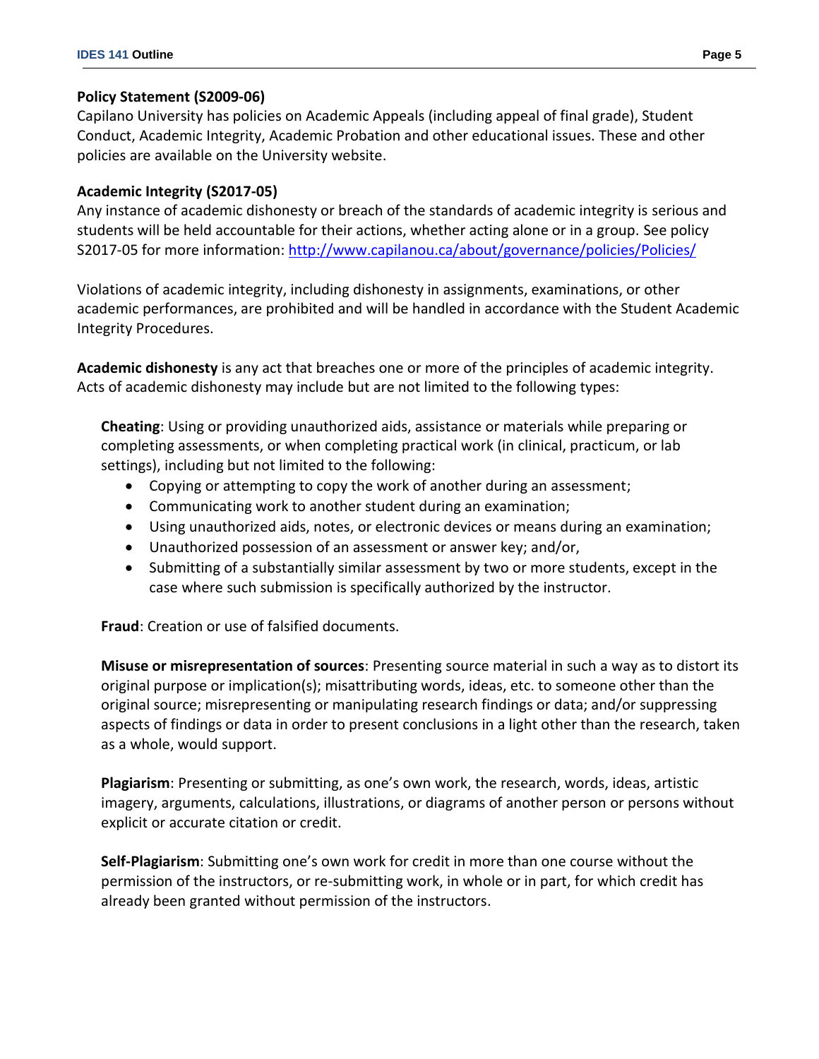**Policy Statement (S2009-06)**

Capilano University has policies on Academic Appeals (including appeal of final grade), Student Conduct, Academic Integrity, Academic Probation and other educational issues. These and other policies are available on the University website.

**Academic Integrity (S2017-05)**

Any instance of academic dishonesty or breach of the standards of academic integrity is serious and students will be held accountable for their actions, whether acting alone or in a group. See policy S2017-05 for more information: http://www.capilanou.ca/about/governance/policies/Policies/

Violations of academic integrity, including dishonesty in assignments, examinations, or other academic performances, are prohibited and will be handled in accordance with the Student Academic Integrity Procedures.

**Academic dishonesty** is any act that breaches one or more of the principles of academic integrity. Acts of academic dishonesty may include but are not limited to the following types:

**Cheating**: Using or providing unauthorized aids, assistance or materials while preparing or completing assessments, or when completing practical work (in clinical, practicum, or lab settings), including but not limited to the following:

- Copying or attempting to copy the work of another during an assessment;
- Communicating work to another student during an examination;
- Using unauthorized aids, notes, or electronic devices or means during an examination;
- Unauthorized possession of an assessment or answer key; and/or,
- Submitting of a substantially similar assessment by two or more students, except in the case where such submission is specifically authorized by the instructor.

**Fraud**: Creation or use of falsified documents.

**Misuse or misrepresentation of sources**: Presenting source material in such a way as to distort its original purpose or implication(s); misattributing words, ideas, etc. to someone other than the original source; misrepresenting or manipulating research findings or data; and/or suppressing aspects of findings or data in order to present conclusions in a light other than the research, taken as a whole, would support.

**Plagiarism**: Presenting or submitting, as one's own work, the research, words, ideas, artistic imagery, arguments, calculations, illustrations, or diagrams of another person or persons without explicit or accurate citation or credit.

**Self-Plagiarism**: Submitting one's own work for credit in more than one course without the permission of the instructors, or re-submitting work, in whole or in part, for which credit has already been granted without permission of the instructors.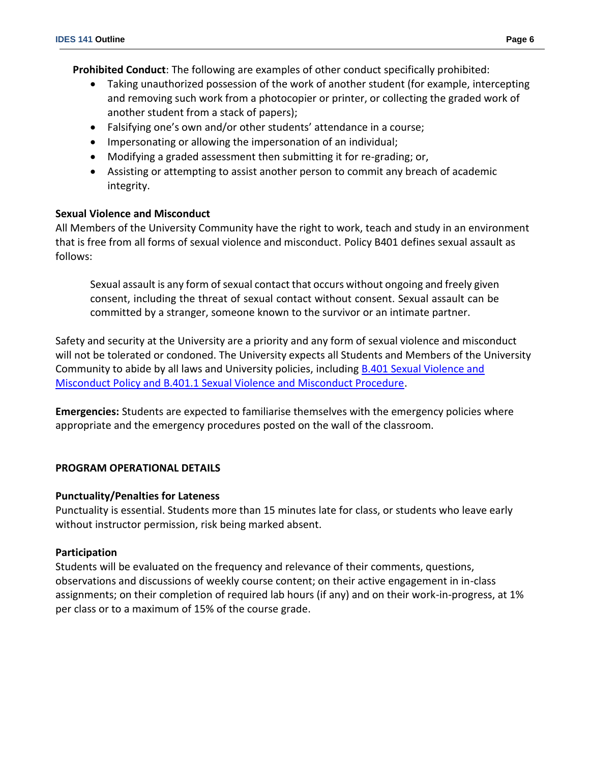**Prohibited Conduct**: The following are examples of other conduct specifically prohibited:

- Taking unauthorized possession of the work of another student (for example, intercepting and removing such work from a photocopier or printer, or collecting the graded work of another student from a stack of papers);
- Falsifying one's own and/or other students' attendance in a course;
- Impersonating or allowing the impersonation of an individual;
- Modifying a graded assessment then submitting it for re-grading; or,
- Assisting or attempting to assist another person to commit any breach of academic integrity.

**Sexual Violence and Misconduct**

All Members of the University Community have the right to work, teach and study in an environment that is free from all forms of sexual violence and misconduct. Policy B401 defines sexual assault as follows:

> Sexual assault is any form of sexual contact that occurs without ongoing and freely given consent, including the threat of sexual contact without consent. Sexual assault can be committed by a stranger, someone known to the survivor or an intimate partner.

Safety and security at the University are a priority and any form of sexual violence and misconduct will not be tolerated or condoned. The University expects all Students and Members of the University Community to abide by all laws and University policies, including B.401 Sexual Violence and Misconduct Policy and B.401.1 Sexual Violence and Misconduct Procedure.

**Emergencies:** Students are expected to familiarise themselves with the emergency policies where appropriate and the emergency procedures posted on the wall of the classroom.

## PROGRAM OPERATIONAL DETAILS

**Punctuality/Penalties for Lateness**

Punctuality is essential. Students more than 15 minutes late for class, or students who leave early without instructor permission, risk being marked absent.

**Participation**

Students will be evaluated on the frequency and relevance of their comments, questions, observations and discussions of weekly course content; on their active engagement in in-class assignments; on their completion of required lab hours (if any) and on their work-in-progress, at 1% per class or to a maximum of 15% of the course grade.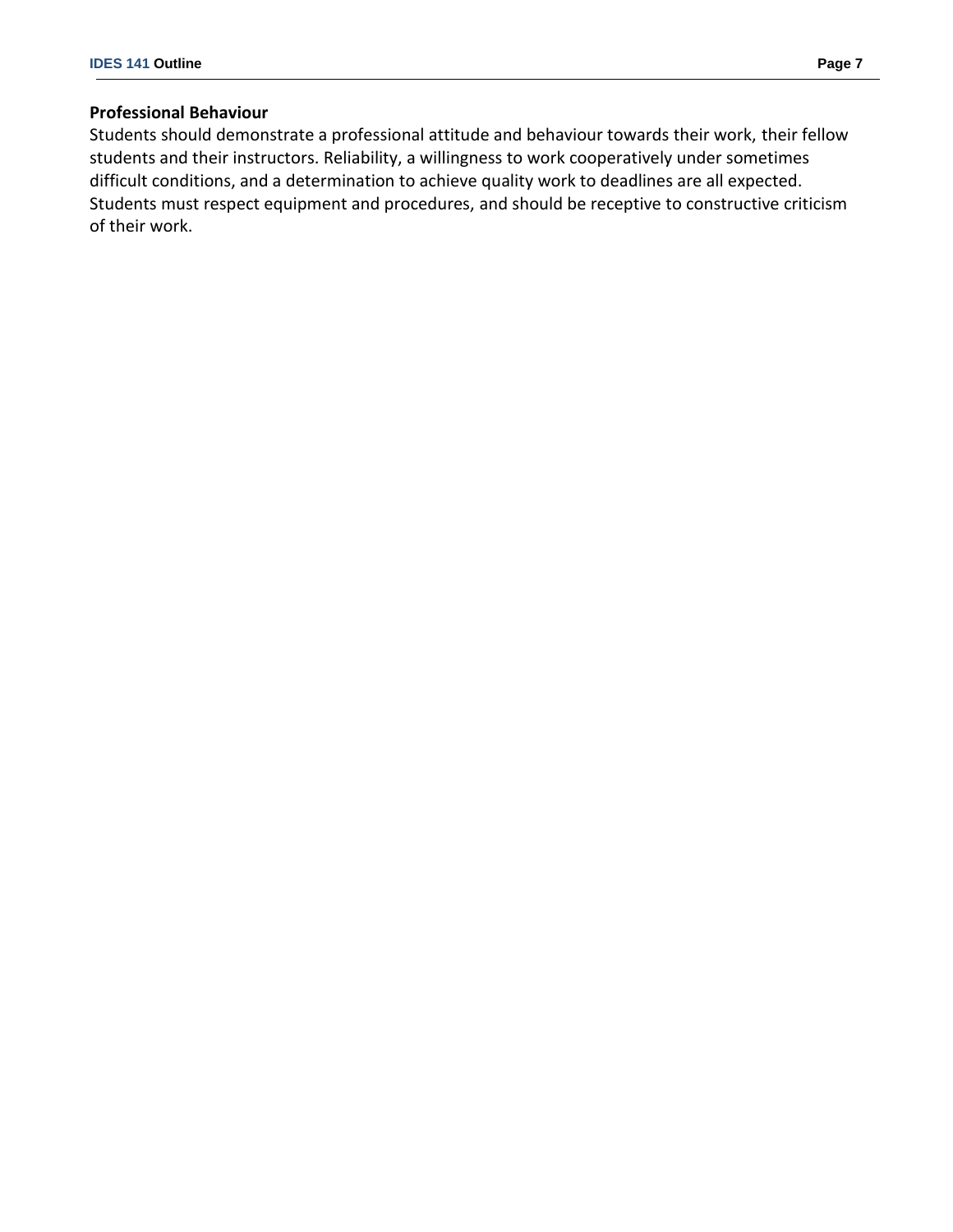**Professional Behaviour**

Students should demonstrate a professional attitude and behaviour towards their work, their fellow students and their instructors. Reliability, a willingness to work cooperatively under sometimes difficult conditions, and a determination to achieve quality work to deadlines are all expected. Students must respect equipment and procedures, and should be receptive to constructive criticism of their work.